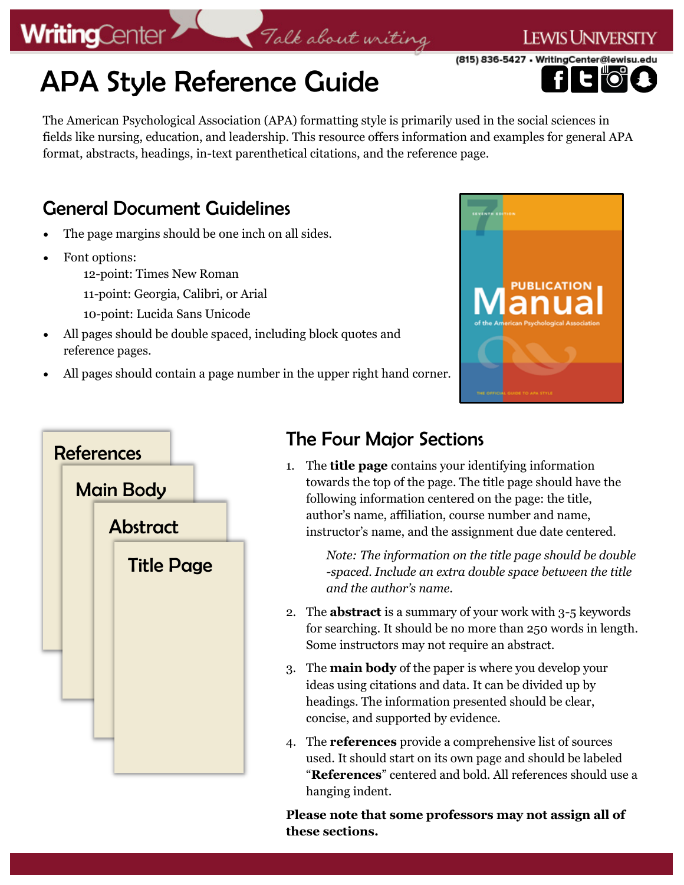# APA Style Reference Guide

The American Psychological Association (APA) formatting style is primarily used in the social sciences in fields like nursing, education, and leadership. This resource offers information and examples for general APA format, abstracts, headings, in-text parenthetical citations, and the reference page.

## General Document Guidelines

- The page margins should be one inch on all sides.
- Font options:
  - 12-point: Times New Roman
  - 11-point: Georgia, Calibri, or Arial
  - 10-point: Lucida Sans Unicode
- All pages should be double spaced, including block quotes and reference pages.
- All pages should contain a page number in the upper right hand corner.

## The Four Major Sections

1. The **title page** contains your identifying information towards the top of the page. The title page should have the following information centered on the page: the title, author's name, affiliation, course number and name, instructor's name, and the assignment due date centered.

   *Note: The information on the title page should be double -spaced. Include an extra double space between the title and the author's name.*

2. The **abstract** is a summary of your work with 3-5 keywords for searching. It should be no more than 250 words in length. Some instructors may not require an abstract.
3. The **main body** of the paper is where you develop your ideas using citations and data. It can be divided up by headings. The information presented should be clear, concise, and supported by evidence.
4. The **references** provide a comprehensive list of sources used. It should start on its own page and should be labeled "**References**" centered and bold. All references should use a hanging indent.

**Please note that some professors may not assign all of these sections.**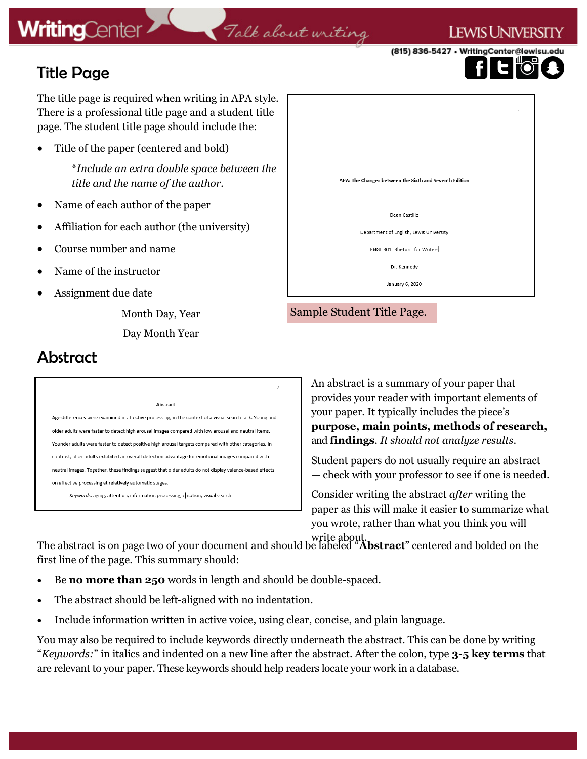## Title Page

The title page is required when writing in APA style. There is a professional title page and a student title page. The student title page should include the:

- Title of the paper (centered and bold)

  **Include an extra double space between the title and the name of the author.*

- Name of each author of the paper
- Affiliation for each author (the university)
- Course number and name
- Name of the instructor
- Assignment due date

  Month Day, Year

  Day Month Year

**APA: The Changes between the Sixth and Seventh Edition**

Dean Castillo

Department of English, Lewis University

ENGL 301: Rhetoric for Writers

Dr. Kennedy

January 6, 2020

Sample Student Title Page.

## Abstract

**Abstract**

Age differences were examined in affective processing, in the context of a visual search task. Young and older adults were faster to detect high arousal images compared with low arousal and neutral items. Younder adults were faster to detect positive high arousal targets compared with other categories. In contrast, olser adults exhibited an overall detection advantage for emotional images compared with neutral images. Together, these findings suggest that older adults do not display valence-based effects on affective processing at relatively automatic stages.

*Keywords*: aging, attention, information processing, emotion, visual search

An abstract is a summary of your paper that provides your reader with important elements of your paper. It typically includes the piece's **purpose, main points, methods of research,** and **findings**. *It should not analyze results.*

Student papers do not usually require an abstract — check with your professor to see if one is needed.

Consider writing the abstract *after* writing the paper as this will make it easier to summarize what you wrote, rather than what you think you will write about.

The abstract is on page two of your document and should be labeled "**Abstract**" centered and bolded on the first line of the page. This summary should:

- Be **no more than 250** words in length and should be double-spaced.
- The abstract should be left-aligned with no indentation.
- Include information written in active voice, using clear, concise, and plain language.

You may also be required to include keywords directly underneath the abstract. This can be done by writing "*Keywords:*" in italics and indented on a new line after the abstract. After the colon, type **3-5 key terms** that are relevant to your paper. These keywords should help readers locate your work in a database.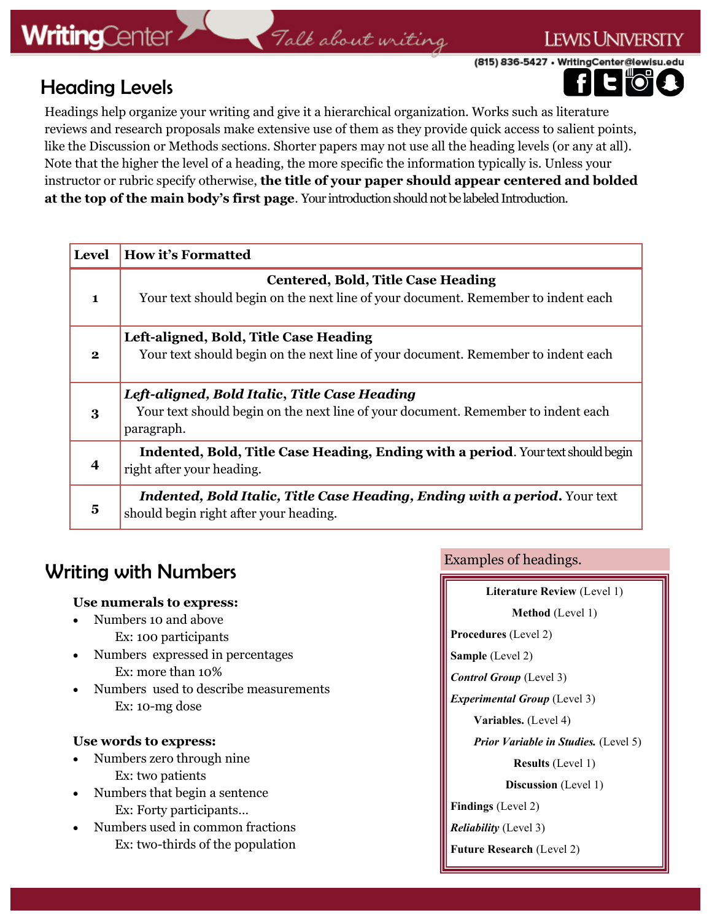## Heading Levels

Headings help organize your writing and give it a hierarchical organization. Works such as literature reviews and research proposals make extensive use of them as they provide quick access to salient points, like the Discussion or Methods sections. Shorter papers may not use all the heading levels (or any at all). Note that the higher the level of a heading, the more specific the information typically is. Unless your instructor or rubric specify otherwise, **the title of your paper should appear centered and bolded at the top of the main body's first page**. Your introduction should not be labeled Introduction.

| Level | How it's Formatted |
|---|---|
| 1 | **Centered, Bold, Title Case Heading** Your text should begin on the next line of your document. Remember to indent each |
| 2 | **Left-aligned, Bold, Title Case Heading** Your text should begin on the next line of your document. Remember to indent each |
| 3 | ***Left-aligned, Bold Italic, Title Case Heading*** Your text should begin on the next line of your document. Remember to indent each paragraph. |
| 4 | **Indented, Bold, Title Case Heading, Ending with a period**. Your text should begin right after your heading. |
| 5 | ***Indented, Bold Italic, Title Case Heading, Ending with a period.*** Your text should begin right after your heading. |

## Writing with Numbers

**Use numerals to express:**

- Numbers 10 and above
  Ex: 100 participants
- Numbers expressed in percentages
  Ex: more than 10%
- Numbers used to describe measurements
  Ex: 10-mg dose

**Use words to express:**

- Numbers zero through nine
  Ex: two patients
- Numbers that begin a sentence
  Ex: Forty participants…
- Numbers used in common fractions
  Ex: two-thirds of the population

Examples of headings.

**Literature Review** (Level 1)

**Method** (Level 1)

**Procedures** (Level 2)

**Sample** (Level 2)

***Control Group*** (Level 3)

***Experimental Group*** (Level 3)

**Variables.** (Level 4)

***Prior Variable in Studies.*** (Level 5)

**Results** (Level 1)

**Discussion** (Level 1)

**Findings** (Level 2)

***Reliability*** (Level 3)

**Future Research** (Level 2)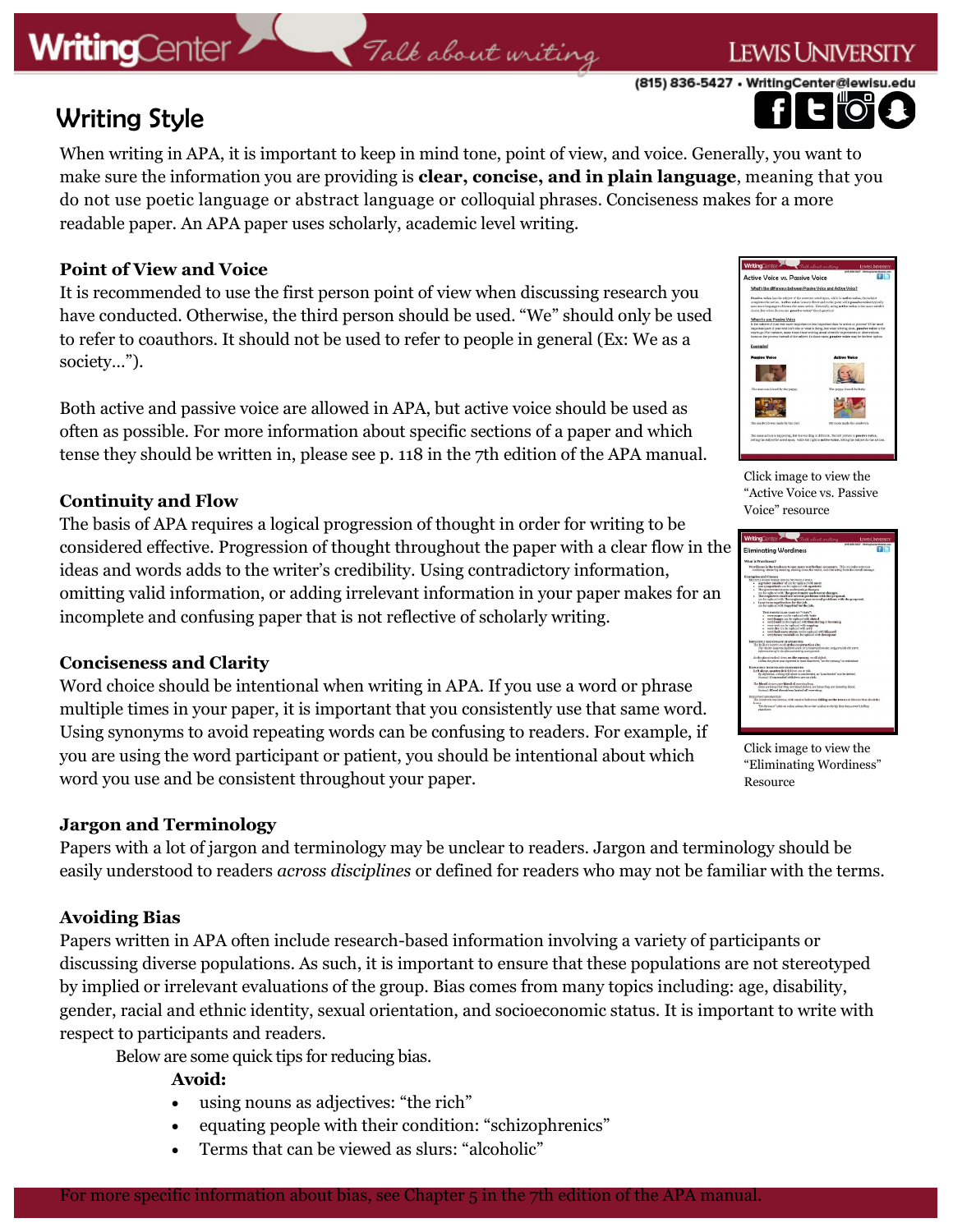# Writing Style

When writing in APA, it is important to keep in mind tone, point of view, and voice. Generally, you want to make sure the information you are providing is **clear, concise, and in plain language**, meaning that you do not use poetic language or abstract language or colloquial phrases. Conciseness makes for a more readable paper. An APA paper uses scholarly, academic level writing.

### Point of View and Voice

It is recommended to use the first person point of view when discussing research you have conducted. Otherwise, the third person should be used. "We" should only be used to refer to coauthors. It should not be used to refer to people in general (Ex: We as a society…").

Both active and passive voice are allowed in APA, but active voice should be used as often as possible. For more information about specific sections of a paper and which tense they should be written in, please see p. 118 in the 7th edition of the APA manual.

Click image to view the "Active Voice vs. Passive Voice" resource

### Continuity and Flow

The basis of APA requires a logical progression of thought in order for writing to be considered effective. Progression of thought throughout the paper with a clear flow in the ideas and words adds to the writer's credibility. Using contradictory information, omitting valid information, or adding irrelevant information in your paper makes for an incomplete and confusing paper that is not reflective of scholarly writing.

Click image to view the "Eliminating Wordiness" Resource

### Conciseness and Clarity

Word choice should be intentional when writing in APA. If you use a word or phrase multiple times in your paper, it is important that you consistently use that same word. Using synonyms to avoid repeating words can be confusing to readers. For example, if you are using the word participant or patient, you should be intentional about which word you use and be consistent throughout your paper.

### Jargon and Terminology

Papers with a lot of jargon and terminology may be unclear to readers. Jargon and terminology should be easily understood to readers *across disciplines* or defined for readers who may not be familiar with the terms.

### Avoiding Bias

Papers written in APA often include research-based information involving a variety of participants or discussing diverse populations. As such, it is important to ensure that these populations are not stereotyped by implied or irrelevant evaluations of the group. Bias comes from many topics including: age, disability, gender, racial and ethnic identity, sexual orientation, and socioeconomic status. It is important to write with respect to participants and readers.

Below are some quick tips for reducing bias.

**Avoid:**

- using nouns as adjectives: "the rich"
- equating people with their condition: "schizophrenics"
- Terms that can be viewed as slurs: "alcoholic"

For more specific information about bias, see Chapter 5 in the 7th edition of the APA manual.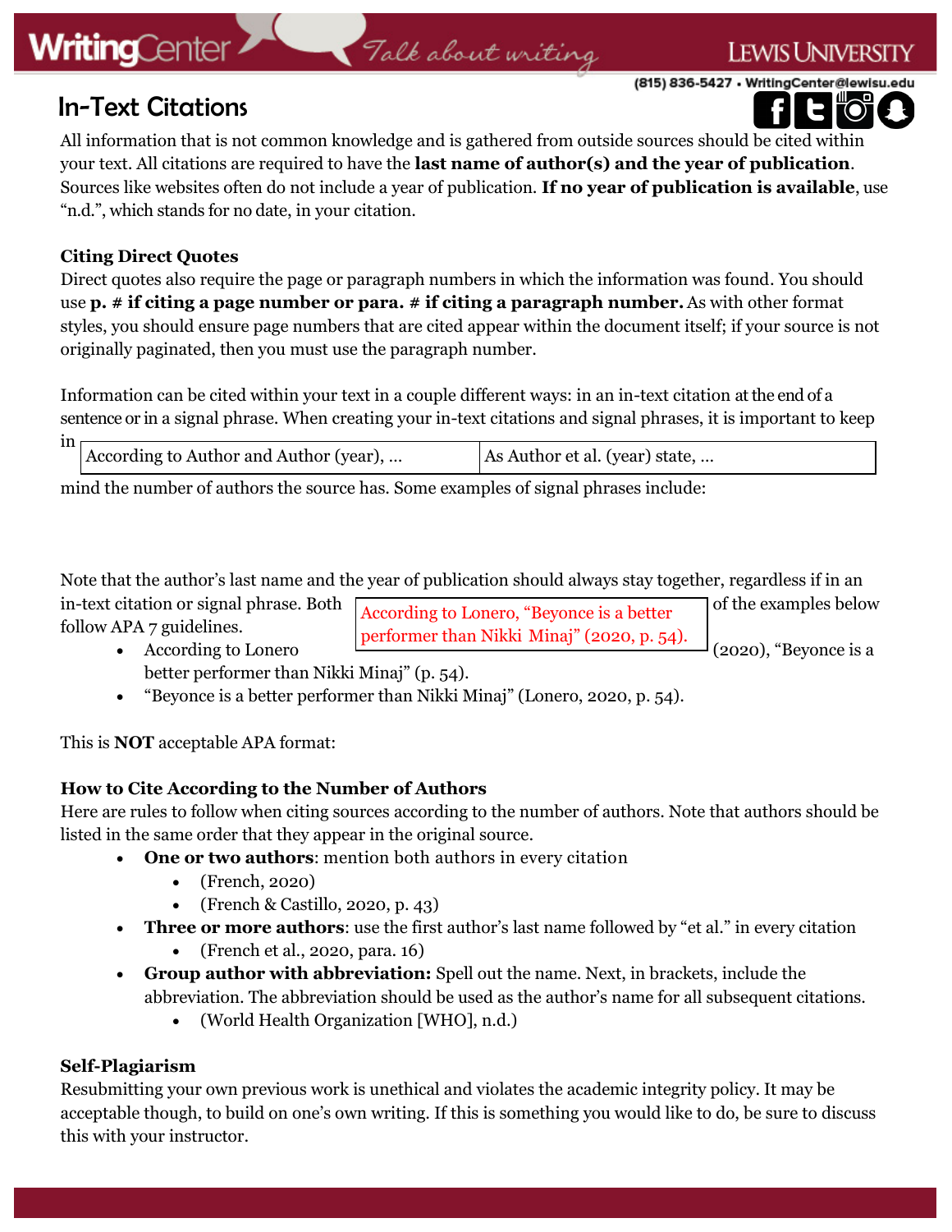## In-Text Citations

All information that is not common knowledge and is gathered from outside sources should be cited within your text. All citations are required to have the **last name of author(s) and the year of publication**. Sources like websites often do not include a year of publication. **If no year of publication is available**, use "n.d.", which stands for no date, in your citation.

**Citing Direct Quotes**

Direct quotes also require the page or paragraph numbers in which the information was found. You should use **p. # if citing a page number or para. # if citing a paragraph number.** As with other format styles, you should ensure page numbers that are cited appear within the document itself; if your source is not originally paginated, then you must use the paragraph number.

Information can be cited within your text in a couple different ways: in an in-text citation at the end of a sentence or in a signal phrase. When creating your in-text citations and signal phrases, it is important to keep in mind the number of authors the source has. Some examples of signal phrases include:

| According to Author and Author (year), ... | As Author et al. (year) state, ... |
|---|---|

Note that the author's last name and the year of publication should always stay together, regardless if in an in-text citation or signal phrase. Both of the examples below follow APA 7 guidelines.

- According to Lonero (2020), "Beyonce is a better performer than Nikki Minaj" (p. 54).
- "Beyonce is a better performer than Nikki Minaj" (Lonero, 2020, p. 54).

This is **NOT** acceptable APA format:

According to Lonero, "Beyonce is a better performer than Nikki Minaj" (2020, p. 54).

**How to Cite According to the Number of Authors**

Here are rules to follow when citing sources according to the number of authors. Note that authors should be listed in the same order that they appear in the original source.

- **One or two authors**: mention both authors in every citation
  - (French, 2020)
  - (French & Castillo, 2020, p. 43)
- **Three or more authors**: use the first author's last name followed by "et al." in every citation
  - (French et al., 2020, para. 16)
- **Group author with abbreviation:** Spell out the name. Next, in brackets, include the abbreviation. The abbreviation should be used as the author's name for all subsequent citations.
  - (World Health Organization [WHO], n.d.)

**Self-Plagiarism**

Resubmitting your own previous work is unethical and violates the academic integrity policy. It may be acceptable though, to build on one's own writing. If this is something you would like to do, be sure to discuss this with your instructor.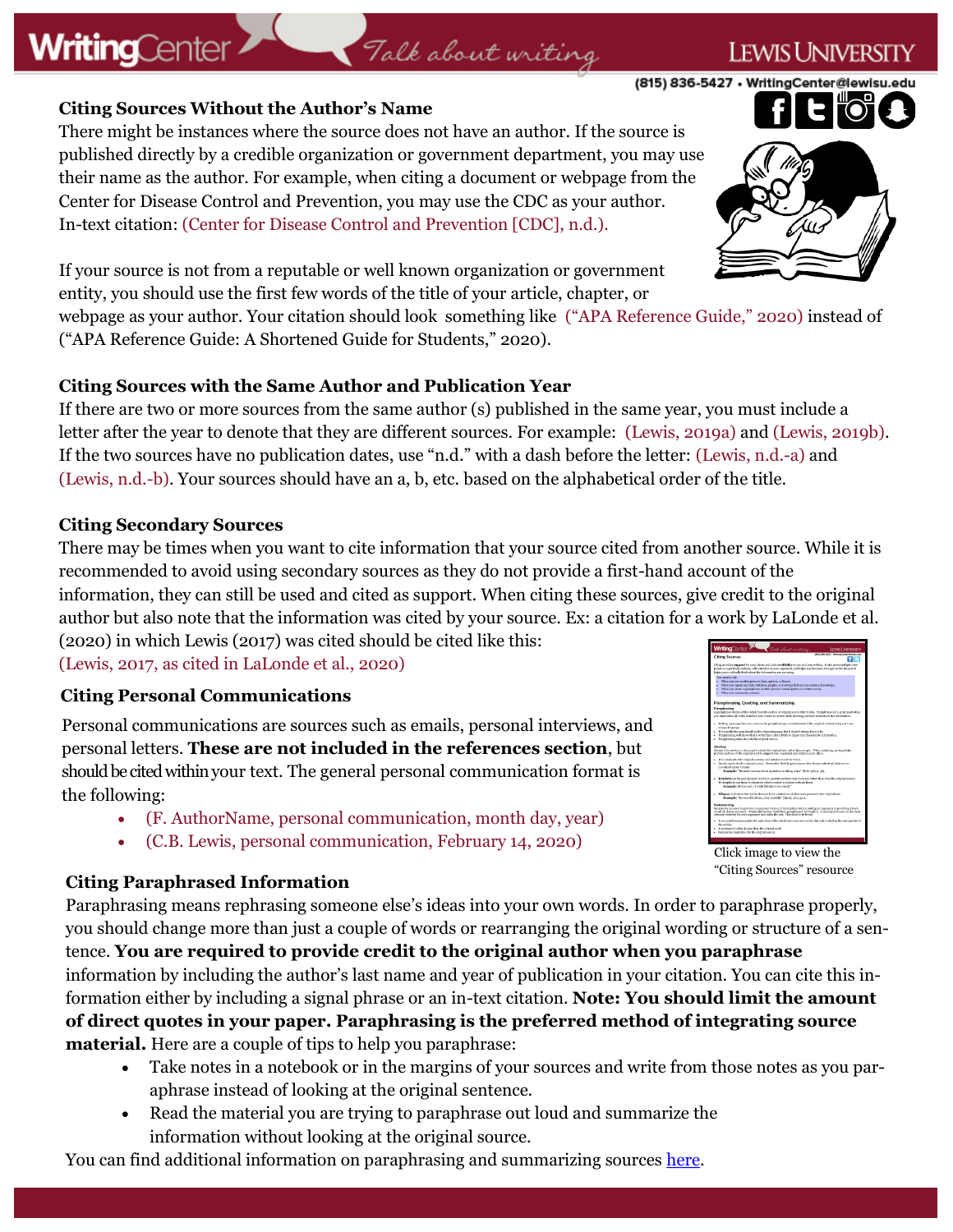### Citing Sources Without the Author's Name

There might be instances where the source does not have an author. If the source is published directly by a credible organization or government department, you may use their name as the author. For example, when citing a document or webpage from the Center for Disease Control and Prevention, you may use the CDC as your author. In-text citation: (Center for Disease Control and Prevention [CDC], n.d.).

If your source is not from a reputable or well known organization or government entity, you should use the first few words of the title of your article, chapter, or webpage as your author. Your citation should look something like ("APA Reference Guide," 2020) instead of ("APA Reference Guide: A Shortened Guide for Students," 2020).

### Citing Sources with the Same Author and Publication Year

If there are two or more sources from the same author (s) published in the same year, you must include a letter after the year to denote that they are different sources. For example: (Lewis, 2019a) and (Lewis, 2019b). If the two sources have no publication dates, use "n.d." with a dash before the letter: (Lewis, n.d.-a) and (Lewis, n.d.-b). Your sources should have an a, b, etc. based on the alphabetical order of the title.

### Citing Secondary Sources

There may be times when you want to cite information that your source cited from another source. While it is recommended to avoid using secondary sources as they do not provide a first-hand account of the information, they can still be used and cited as support. When citing these sources, give credit to the original author but also note that the information was cited by your source. Ex: a citation for a work by LaLonde et al. (2020) in which Lewis (2017) was cited should be cited like this:
(Lewis, 2017, as cited in LaLonde et al., 2020)

### Citing Personal Communications

Personal communications are sources such as emails, personal interviews, and personal letters. **These are not included in the references section**, but should be cited within your text. The general personal communication format is the following:

- (F. AuthorName, personal communication, month day, year)
- (C.B. Lewis, personal communication, February 14, 2020)

Click image to view the "Citing Sources" resource

### Citing Paraphrased Information

Paraphrasing means rephrasing someone else's ideas into your own words. In order to paraphrase properly, you should change more than just a couple of words or rearranging the original wording or structure of a sentence. **You are required to provide credit to the original author when you paraphrase** information by including the author's last name and year of publication in your citation. You can cite this information either by including a signal phrase or an in-text citation. **Note: You should limit the amount of direct quotes in your paper. Paraphrasing is the preferred method of integrating source material.** Here are a couple of tips to help you paraphrase:

- Take notes in a notebook or in the margins of your sources and write from those notes as you paraphrase instead of looking at the original sentence.
- Read the material you are trying to paraphrase out loud and summarize the information without looking at the original source.

You can find additional information on paraphrasing and summarizing sources [here](#).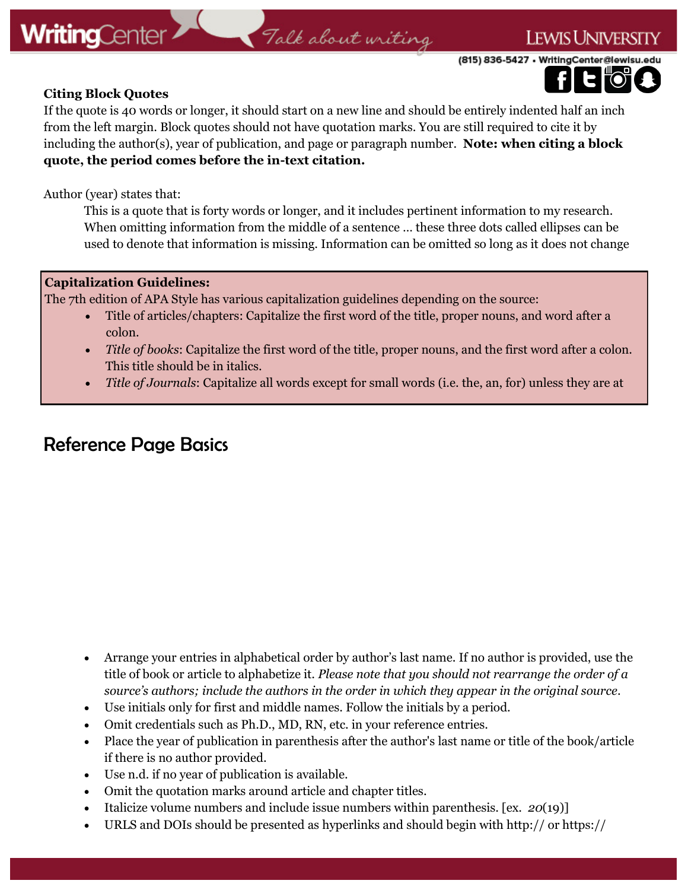**Citing Block Quotes**

If the quote is 40 words or longer, it should start on a new line and should be entirely indented half an inch from the left margin. Block quotes should not have quotation marks. You are still required to cite it by including the author(s), year of publication, and page or paragraph number. **Note: when citing a block quote, the period comes before the in-text citation.**

Author (year) states that:

> This is a quote that is forty words or longer, and it includes pertinent information to my research. When omitting information from the middle of a sentence … these three dots called ellipses can be used to denote that information is missing. Information can be omitted so long as it does not change

**Capitalization Guidelines:**

The 7th edition of APA Style has various capitalization guidelines depending on the source:

- Title of articles/chapters: Capitalize the first word of the title, proper nouns, and word after a colon.
- *Title of books*: Capitalize the first word of the title, proper nouns, and the first word after a colon. This title should be in italics.
- *Title of Journals*: Capitalize all words except for small words (i.e. the, an, for) unless they are at

## Reference Page Basics

- Arrange your entries in alphabetical order by author's last name. If no author is provided, use the title of book or article to alphabetize it. *Please note that you should not rearrange the order of a source's authors; include the authors in the order in which they appear in the original source.*
- Use initials only for first and middle names. Follow the initials by a period.
- Omit credentials such as Ph.D., MD, RN, etc. in your reference entries.
- Place the year of publication in parenthesis after the author's last name or title of the book/article if there is no author provided.
- Use n.d. if no year of publication is available.
- Omit the quotation marks around article and chapter titles.
- Italicize volume numbers and include issue numbers within parenthesis. [ex. *20*(19)]
- URLS and DOIs should be presented as hyperlinks and should begin with http:// or https://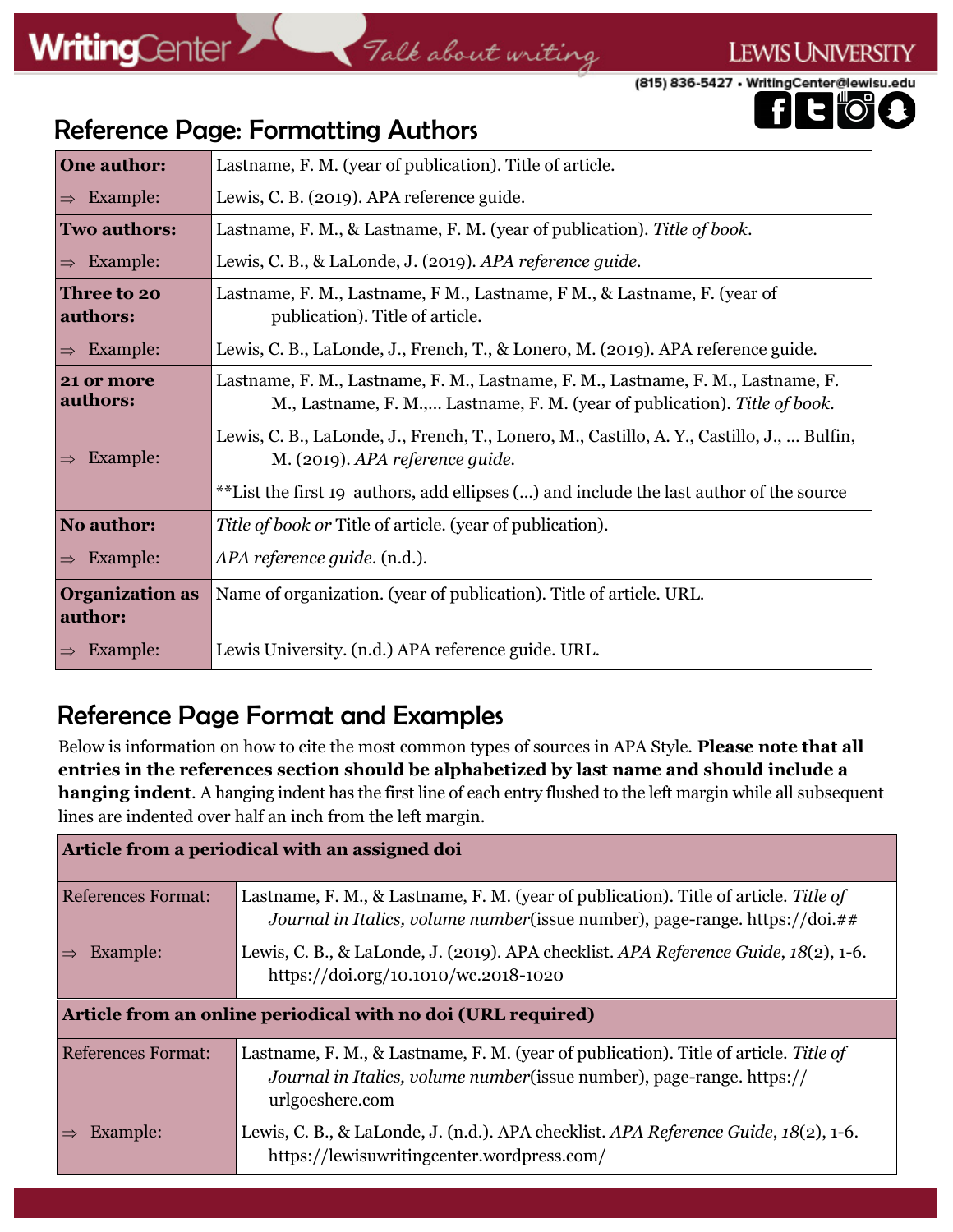## Reference Page: Formatting Authors

| | |
|---|---|
| **One author:** | Lastname, F. M. (year of publication). Title of article. |
| ⇒ Example: | Lewis, C. B. (2019). APA reference guide. |
| **Two authors:** | Lastname, F. M., & Lastname, F. M. (year of publication). *Title of book*. |
| ⇒ Example: | Lewis, C. B., & LaLonde, J. (2019). *APA reference guide*. |
| **Three to 20 authors:** | Lastname, F. M., Lastname, F M., Lastname, F M., & Lastname, F. (year of publication). Title of article. |
| ⇒ Example: | Lewis, C. B., LaLonde, J., French, T., & Lonero, M. (2019). APA reference guide. |
| **21 or more authors:** | Lastname, F. M., Lastname, F. M., Lastname, F. M., Lastname, F. M., Lastname, F. M., Lastname, F. M.,… Lastname, F. M. (year of publication). *Title of book*. |
| ⇒ Example: | Lewis, C. B., LaLonde, J., French, T., Lonero, M., Castillo, A. Y., Castillo, J., … Bulfin, M. (2019). *APA reference guide*. |
| | **List the first 19 authors, add ellipses (…) and include the last author of the source |
| **No author:** | *Title of book or* Title of article. (year of publication). |
| ⇒ Example: | *APA reference guide*. (n.d.). |
| **Organization as author:** | Name of organization. (year of publication). Title of article. URL. |
| ⇒ Example: | Lewis University. (n.d.) APA reference guide. URL. |

## Reference Page Format and Examples

Below is information on how to cite the most common types of sources in APA Style. **Please note that all entries in the references section should be alphabetized by last name and should include a hanging indent**. A hanging indent has the first line of each entry flushed to the left margin while all subsequent lines are indented over half an inch from the left margin.

| **Article from a periodical with an assigned doi** | |
|---|---|
| References Format: | Lastname, F. M., & Lastname, F. M. (year of publication). Title of article. *Title of Journal in Italics, volume number*(issue number), page-range. https://doi.## |
| ⇒ Example: | Lewis, C. B., & LaLonde, J. (2019). APA checklist. *APA Reference Guide*, *18*(2), 1-6. https://doi.org/10.1010/wc.2018-1020 |

| **Article from an online periodical with no doi (URL required)** | |
|---|---|
| References Format: | Lastname, F. M., & Lastname, F. M. (year of publication). Title of article. *Title of Journal in Italics, volume number*(issue number), page-range. https://urlgoeshere.com |
| ⇒ Example: | Lewis, C. B., & LaLonde, J. (n.d.). APA checklist. *APA Reference Guide*, *18*(2), 1-6. https://lewisuwritingcenter.wordpress.com/ |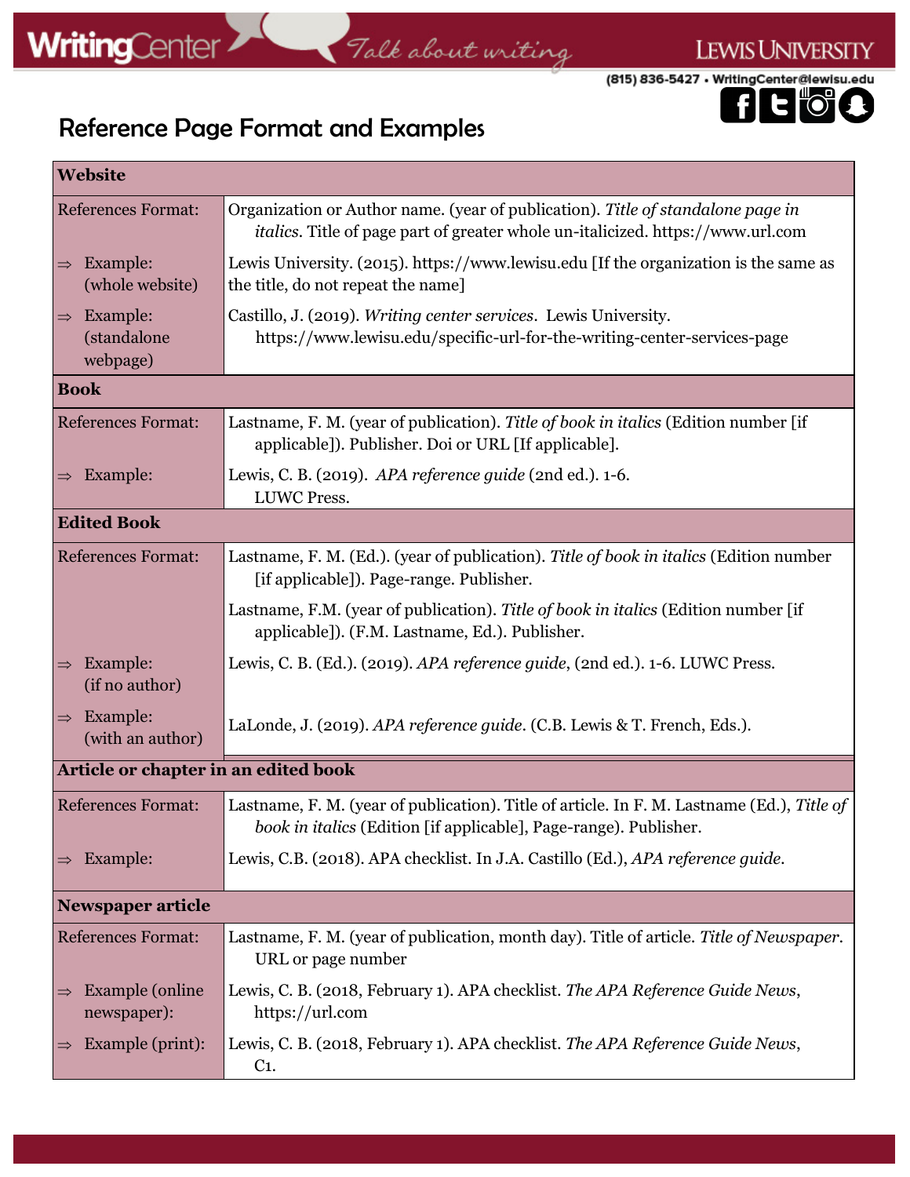# Reference Page Format and Examples

| **Website** | |
|---|---|
| References Format: | Organization or Author name. (year of publication). *Title of standalone page in italics*. Title of page part of greater whole un-italicized. https://www.url.com |
| ⇒ Example: (whole website) | Lewis University. (2015). https://www.lewisu.edu [If the organization is the same as the title, do not repeat the name] |
| ⇒ Example: (standalone webpage) | Castillo, J. (2019). *Writing center services*. Lewis University. https://www.lewisu.edu/specific-url-for-the-writing-center-services-page |
| **Book** | |
| References Format: | Lastname, F. M. (year of publication). *Title of book in italics* (Edition number [if applicable]). Publisher. Doi or URL [If applicable]. |
| ⇒ Example: | Lewis, C. B. (2019). *APA reference guide* (2nd ed.). 1-6. LUWC Press. |
| **Edited Book** | |
| References Format: | Lastname, F. M. (Ed.). (year of publication). *Title of book in italics* (Edition number [if applicable]). Page-range. Publisher. |
| | Lastname, F.M. (year of publication). *Title of book in italics* (Edition number [if applicable]). (F.M. Lastname, Ed.). Publisher. |
| ⇒ Example: (if no author) | Lewis, C. B. (Ed.). (2019). *APA reference guide*, (2nd ed.). 1-6. LUWC Press. |
| ⇒ Example: (with an author) | LaLonde, J. (2019). *APA reference guide*. (C.B. Lewis & T. French, Eds.). |
| **Article or chapter in an edited book** | |
| References Format: | Lastname, F. M. (year of publication). Title of article. In F. M. Lastname (Ed.), *Title of book in italics* (Edition [if applicable], Page-range). Publisher. |
| ⇒ Example: | Lewis, C.B. (2018). APA checklist. In J.A. Castillo (Ed.), *APA reference guide*. |
| **Newspaper article** | |
| References Format: | Lastname, F. M. (year of publication, month day). Title of article. *Title of Newspaper*. URL or page number |
| ⇒ Example (online newspaper): | Lewis, C. B. (2018, February 1). APA checklist. *The APA Reference Guide News*, https://url.com |
| ⇒ Example (print): | Lewis, C. B. (2018, February 1). APA checklist. *The APA Reference Guide News*, C1. |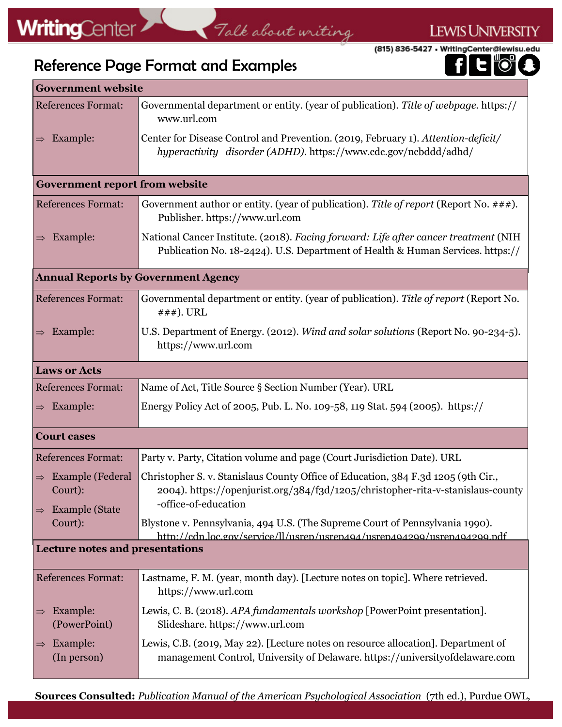## Reference Page Format and Examples

| **Government website** | |
|---|---|
| References Format: | Governmental department or entity. (year of publication). *Title of webpage*. https://www.url.com |
| ⇒ Example: | Center for Disease Control and Prevention. (2019, February 1). *Attention-deficit/ hyperactivity disorder (ADHD)*. https://www.cdc.gov/ncbddd/adhd/ |
| **Government report from website** | |
| References Format: | Government author or entity. (year of publication). *Title of report* (Report No. ###). Publisher. https://www.url.com |
| ⇒ Example: | National Cancer Institute. (2018). *Facing forward: Life after cancer treatment* (NIH Publication No. 18-2424). U.S. Department of Health & Human Services. https:// |
| **Annual Reports by Government Agency** | |
| References Format: | Governmental department or entity. (year of publication). *Title of report* (Report No. ###). URL |
| ⇒ Example: | U.S. Department of Energy. (2012). *Wind and solar solutions* (Report No. 90-234-5). https://www.url.com |
| **Laws or Acts** | |
| References Format: | Name of Act, Title Source § Section Number (Year). URL |
| ⇒ Example: | Energy Policy Act of 2005, Pub. L. No. 109-58, 119 Stat. 594 (2005). https:// |
| **Court cases** | |
| References Format: | Party v. Party, Citation volume and page (Court Jurisdiction Date). URL |
| ⇒ Example (Federal Court): | Christopher S. v. Stanislaus County Office of Education, 384 F.3d 1205 (9th Cir., 2004). https://openjurist.org/384/f3d/1205/christopher-rita-v-stanislaus-county-office-of-education |
| ⇒ Example (State Court): | Blystone v. Pennsylvania, 494 U.S. (The Supreme Court of Pennsylvania 1990). http://cdn.loc.gov/service/ll/usrep/usrep494/usrep494299/usrep494299.pdf |
| **Lecture notes and presentations** | |
| References Format: | Lastname, F. M. (year, month day). [Lecture notes on topic]. Where retrieved. https://www.url.com |
| ⇒ Example: (PowerPoint) | Lewis, C. B. (2018). *APA fundamentals workshop* [PowerPoint presentation]. Slideshare. https://www.url.com |
| ⇒ Example: (In person) | Lewis, C.B. (2019, May 22). [Lecture notes on resource allocation]. Department of management Control, University of Delaware. https://universityofdelaware.com |

**Sources Consulted:** *Publication Manual of the American Psychological Association* (7th ed.), Purdue OWL,